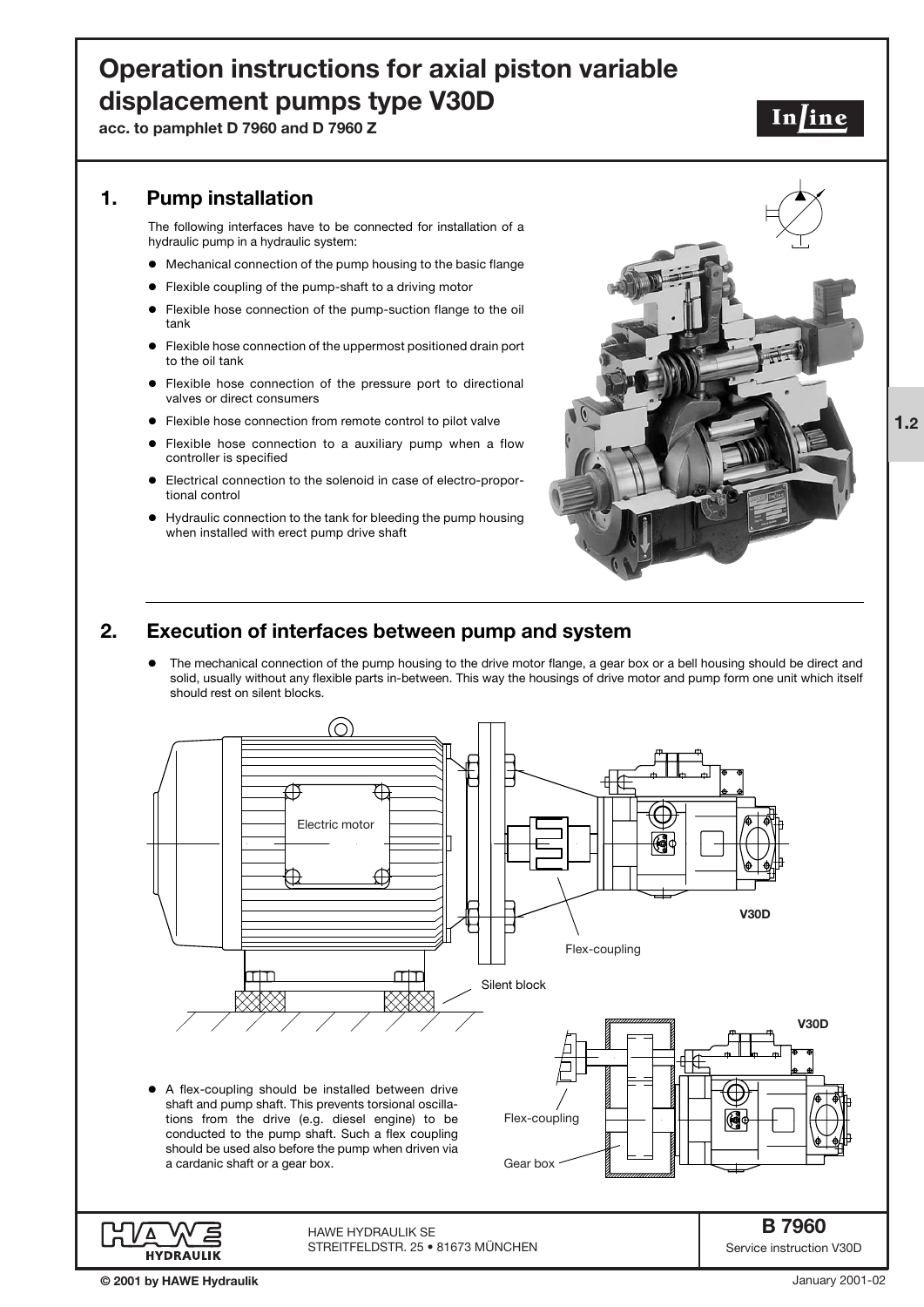# Operation instructions for axial piston variable displacement pumps type V30D

**acc. to pamphlet D 7960 and D 7960 Z**

## 1. Pump installation

The following interfaces have to be connected for installation of a hydraulic pump in a hydraulic system:

- Mechanical connection of the pump housing to the basic flange
- Flexible coupling of the pump-shaft to a driving motor
- Flexible hose connection of the pump-suction flange to the oil tank
- Flexible hose connection of the uppermost positioned drain port to the oil tank
- Flexible hose connection of the pressure port to directional valves or direct consumers
- Flexible hose connection from remote control to pilot valve
- Flexible hose connection to a auxiliary pump when a flow controller is specified
- Electrical connection to the solenoid in case of electro-proportional control
- Hydraulic connection to the tank for bleeding the pump housing when installed with erect pump drive shaft

## 2. Execution of interfaces between pump and system

- The mechanical connection of the pump housing to the drive motor flange, a gear box or a bell housing should be direct and solid, usually without any flexible parts in-between. This way the housings of drive motor and pump form one unit which itself should rest on silent blocks.

Electric motor

Flex-coupling

Silent block

V30D

- A flex-coupling should be installed between drive shaft and pump shaft. This prevents torsional oscillations from the drive (e.g. diesel engine) to be conducted to the pump shaft. Such a flex coupling should be used also before the pump when driven via a cardanic shaft or a gear box.

Flex-coupling

Gear box

V30D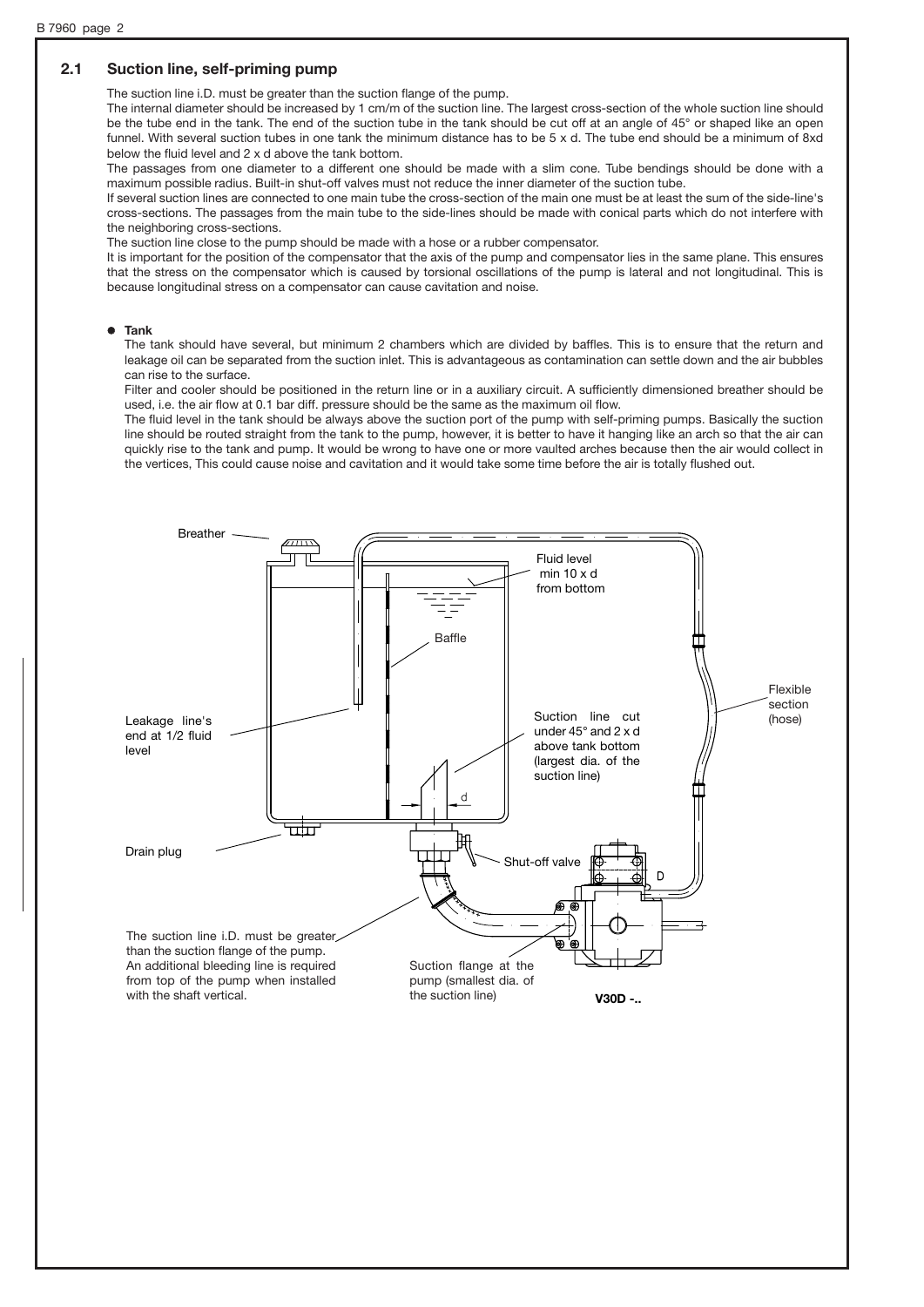## 2.1 Suction line, self-priming pump

The suction line i.D. must be greater than the suction flange of the pump.
The internal diameter should be increased by 1 cm/m of the suction line. The largest cross-section of the whole suction line should be the tube end in the tank. The end of the suction tube in the tank should be cut off at an angle of 45° or shaped like an open funnel. With several suction tubes in one tank the minimum distance has to be 5 x d. The tube end should be a minimum of 8xd below the fluid level and 2 x d above the tank bottom.
The passages from one diameter to a different one should be made with a slim cone. Tube bendings should be done with a maximum possible radius. Built-in shut-off valves must not reduce the inner diameter of the suction tube.
If several suction lines are connected to one main tube the cross-section of the main one must be at least the sum of the side-line's cross-sections. The passages from the main tube to the side-lines should be made with conical parts which do not interfere with the neighboring cross-sections.
The suction line close to the pump should be made with a hose or a rubber compensator.
It is important for the position of the compensator that the axis of the pump and compensator lies in the same plane. This ensures that the stress on the compensator which is caused by torsional oscillations of the pump is lateral and not longitudinal. This is because longitudinal stress on a compensator can cause cavitation and noise.

- **Tank**

  The tank should have several, but minimum 2 chambers which are divided by baffles. This is to ensure that the return and leakage oil can be separated from the suction inlet. This is advantageous as contamination can settle down and the air bubbles can rise to the surface.
  Filter and cooler should be positioned in the return line or in a auxiliary circuit. A sufficiently dimensioned breather should be used, i.e. the air flow at 0.1 bar diff. pressure should be the same as the maximum oil flow.
  The fluid level in the tank should be always above the suction port of the pump with self-priming pumps. Basically the suction line should be routed straight from the tank to the pump, however, it is better to have it hanging like an arch so that the air can quickly rise to the tank and pump. It would be wrong to have one or more vaulted arches because then the air would collect in the vertices, This could cause noise and cavitation and it would take some time before the air is totally flushed out.

Breather

Fluid level min 10 x d from bottom

Baffle

Flexible section (hose)

Leakage line's end at 1/2 fluid level

Suction line cut under 45° and 2 x d above tank bottom (largest dia. of the suction line)

d

Drain plug

Shut-off valve

D

The suction line i.D. must be greater than the suction flange of the pump. An additional bleeding line is required from top of the pump when installed with the shaft vertical.

Suction flange at the pump (smallest dia. of the suction line)

**V30D -..**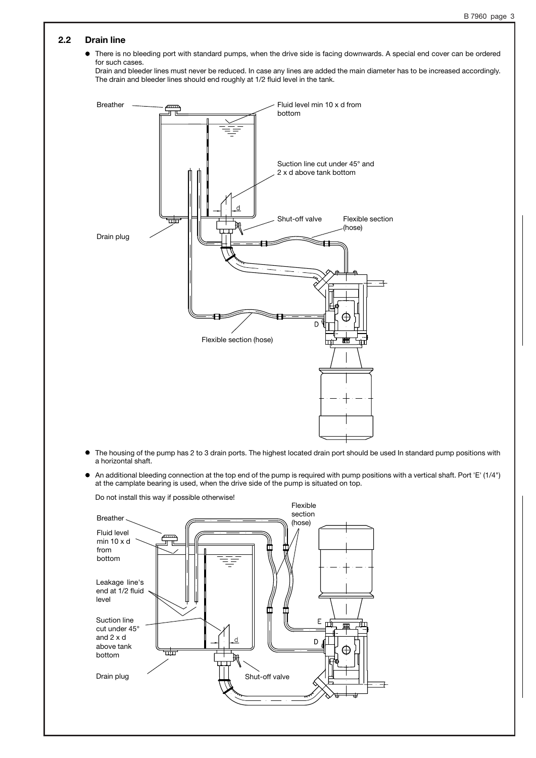## 2.2 Drain line

- There is no bleeding port with standard pumps, when the drive side is facing downwards. A special end cover can be ordered for such cases.
  Drain and bleeder lines must never be reduced. In case any lines are added the main diameter has to be increased accordingly. The drain and bleeder lines should end roughly at 1/2 fluid level in the tank.

Breather

Fluid level min 10 x d from bottom

Suction line cut under 45° and 2 x d above tank bottom

Shut-off valve

Flexible section (hose)

Drain plug

Flexible section (hose)

- The housing of the pump has 2 to 3 drain ports. The highest located drain port should be used In standard pump positions with a horizontal shaft.

- An additional bleeding connection at the top end of the pump is required with pump positions with a vertical shaft. Port 'E' (1/4") at the camplate bearing is used, when the drive side of the pump is situated on top.

  Do not install this way if possible otherwise!

Breather

Fluid level min 10 x d from bottom

Leakage line's end at 1/2 fluid level

Suction line cut under 45° and 2 x d above tank bottom

Drain plug

Shut-off valve

Flexible section (hose)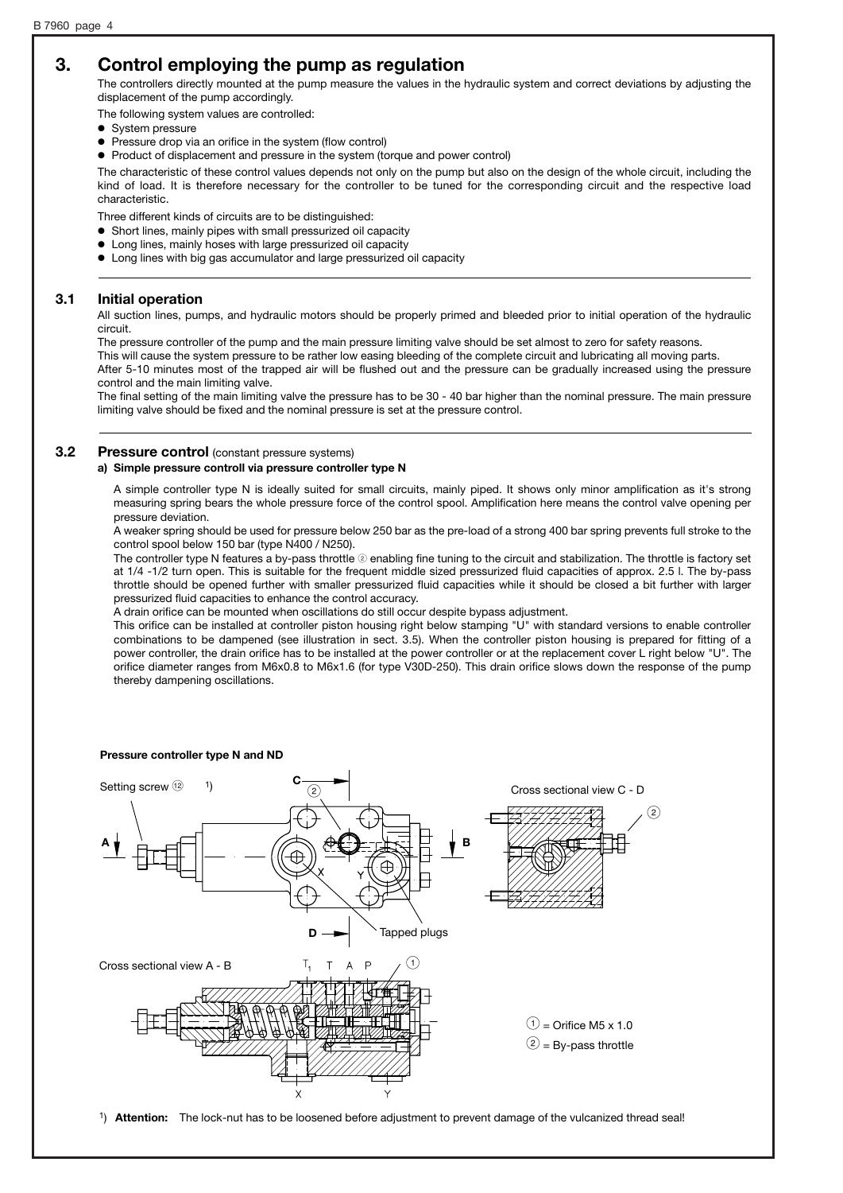## 3. Control employing the pump as regulation

The controllers directly mounted at the pump measure the values in the hydraulic system and correct deviations by adjusting the displacement of the pump accordingly.

The following system values are controlled:

- System pressure
- Pressure drop via an orifice in the system (flow control)
- Product of displacement and pressure in the system (torque and power control)

The characteristic of these control values depends not only on the pump but also on the design of the whole circuit, including the kind of load. It is therefore necessary for the controller to be tuned for the corresponding circuit and the respective load characteristic.

Three different kinds of circuits are to be distinguished:

- Short lines, mainly pipes with small pressurized oil capacity
- Long lines, mainly hoses with large pressurized oil capacity
- Long lines with big gas accumulator and large pressurized oil capacity

### 3.1 Initial operation

All suction lines, pumps, and hydraulic motors should be properly primed and bleeded prior to initial operation of the hydraulic circuit.

The pressure controller of the pump and the main pressure limiting valve should be set almost to zero for safety reasons.

This will cause the system pressure to be rather low easing bleeding of the complete circuit and lubricating all moving parts.

After 5-10 minutes most of the trapped air will be flushed out and the pressure can be gradually increased using the pressure control and the main limiting valve.

The final setting of the main limiting valve the pressure has to be 30 - 40 bar higher than the nominal pressure. The main pressure limiting valve should be fixed and the nominal pressure is set at the pressure control.

### 3.2 Pressure control (constant pressure systems)

**a) Simple pressure controll via pressure controller type N**

A simple controller type N is ideally suited for small circuits, mainly piped. It shows only minor amplification as it's strong measuring spring bears the whole pressure force of the control spool. Amplification here means the control valve opening per pressure deviation.

A weaker spring should be used for pressure below 250 bar as the pre-load of a strong 400 bar spring prevents full stroke to the control spool below 150 bar (type N400 / N250).

The controller type N features a by-pass throttle ② enabling fine tuning to the circuit and stabilization. The throttle is factory set at 1/4 -1/2 turn open. This is suitable for the frequent middle sized pressurized fluid capacities of approx. 2.5 l. The by-pass throttle should be opened further with smaller pressurized fluid capacities while it should be closed a bit further with larger pressurized fluid capacities to enhance the control accuracy.

A drain orifice can be mounted when oscillations do still occur despite bypass adjustment.

This orifice can be installed at controller piston housing right below stamping "U" with standard versions to enable controller combinations to be dampened (see illustration in sect. 3.5). When the controller piston housing is prepared for fitting of a power controller, the drain orifice has to be installed at the power controller or at the replacement cover L right below "U". The orifice diameter ranges from M6x0.8 to M6x1.6 (for type V30D-250). This drain orifice slows down the response of the pump thereby dampening oscillations.

**Pressure controller type N and ND**

Setting screw ⑫ [1)]

Tapped plugs

Cross sectional view C - D

Cross sectional view A - B

① = Orifice M5 x 1.0

② = By-pass throttle

[1)] **Attention:** The lock-nut has to be loosened before adjustment to prevent damage of the vulcanized thread seal!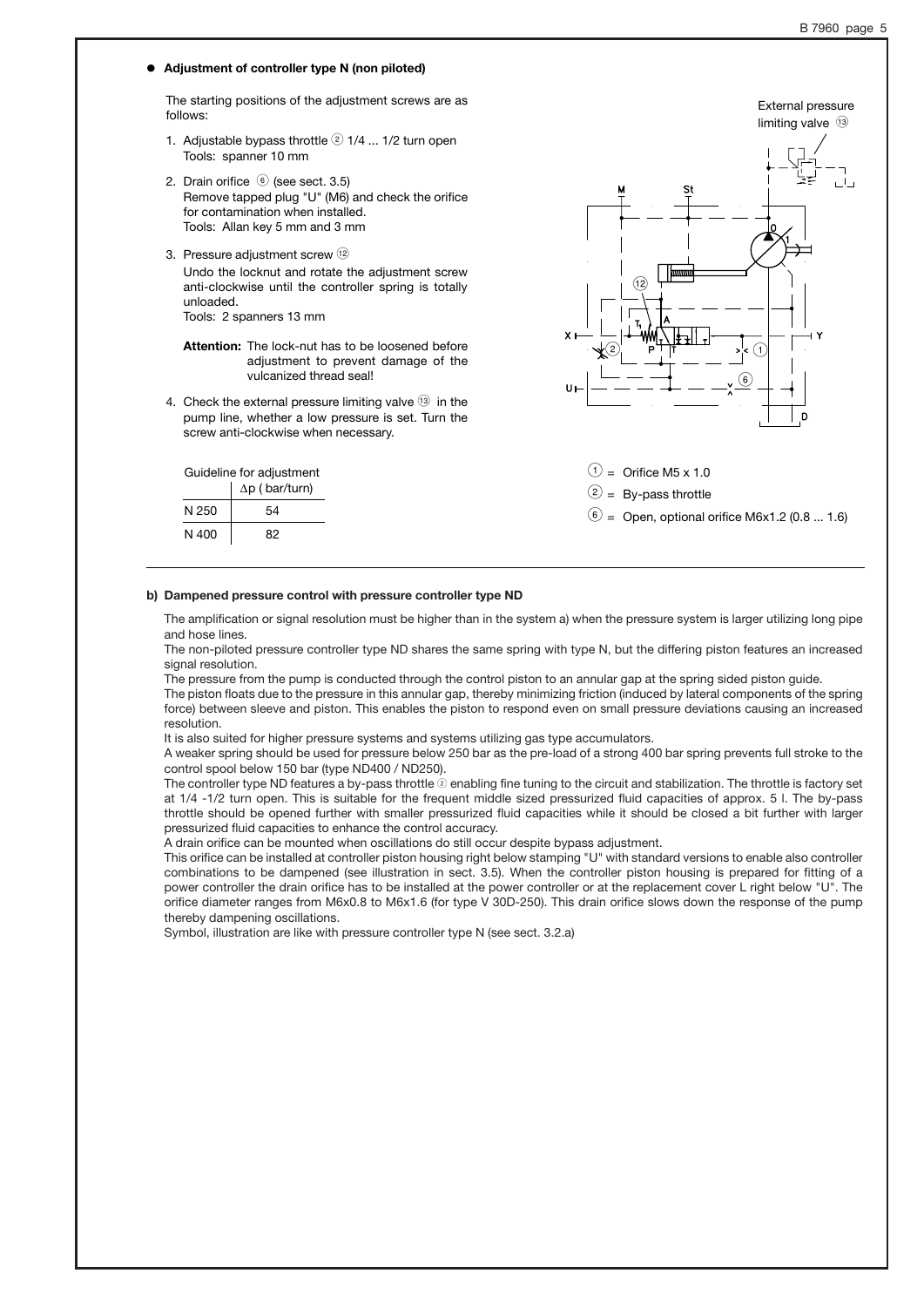- **Adjustment of controller type N (non piloted)**

The starting positions of the adjustment screws are as follows:

1. Adjustable bypass throttle ② 1/4 ... 1/2 turn open
   Tools: spanner 10 mm
2. Drain orifice ⑥ (see sect. 3.5)
   Remove tapped plug "U" (M6) and check the orifice for contamination when installed.
   Tools: Allan key 5 mm and 3 mm
3. Pressure adjustment screw ⑫
   Undo the locknut and rotate the adjustment screw anti-clockwise until the controller spring is totally unloaded.
   Tools: 2 spanners 13 mm

   **Attention:** The lock-nut has to be loosened before adjustment to prevent damage of the vulcanized thread seal!
4. Check the external pressure limiting valve ⑬ in the pump line, whether a low pressure is set. Turn the screw anti-clockwise when necessary.

Guideline for adjustment

| | $\Delta p$ ( bar/turn) |
|---|---|
| N 250 | 54 |
| N 400 | 82 |

External pressure limiting valve ⑬

① = Orifice M5 x 1.0

② = By-pass throttle

⑥ = Open, optional orifice M6x1.2 (0.8 ... 1.6)

**b) Dampened pressure control with pressure controller type ND**

The amplification or signal resolution must be higher than in the system a) when the pressure system is larger utilizing long pipe and hose lines.

The non-piloted pressure controller type ND shares the same spring with type N, but the differing piston features an increased signal resolution.

The pressure from the pump is conducted through the control piston to an annular gap at the spring sided piston guide.

The piston floats due to the pressure in this annular gap, thereby minimizing friction (induced by lateral components of the spring force) between sleeve and piston. This enables the piston to respond even on small pressure deviations causing an increased resolution.

It is also suited for higher pressure systems and systems utilizing gas type accumulators.

A weaker spring should be used for pressure below 250 bar as the pre-load of a strong 400 bar spring prevents full stroke to the control spool below 150 bar (type ND400 / ND250).

The controller type ND features a by-pass throttle ② enabling fine tuning to the circuit and stabilization. The throttle is factory set at 1/4 -1/2 turn open. This is suitable for the frequent middle sized pressurized fluid capacities of approx. 5 l. The by-pass throttle should be opened further with smaller pressurized fluid capacities while it should be closed a bit further with larger pressurized fluid capacities to enhance the control accuracy.

A drain orifice can be mounted when oscillations do still occur despite bypass adjustment.

This orifice can be installed at controller piston housing right below stamping "U" with standard versions to enable also controller combinations to be dampened (see illustration in sect. 3.5). When the controller piston housing is prepared for fitting of a power controller the drain orifice has to be installed at the power controller or at the replacement cover L right below "U". The orifice diameter ranges from M6x0.8 to M6x1.6 (for type V 30D-250). This drain orifice slows down the response of the pump thereby dampening oscillations.

Symbol, illustration are like with pressure controller type N (see sect. 3.2.a)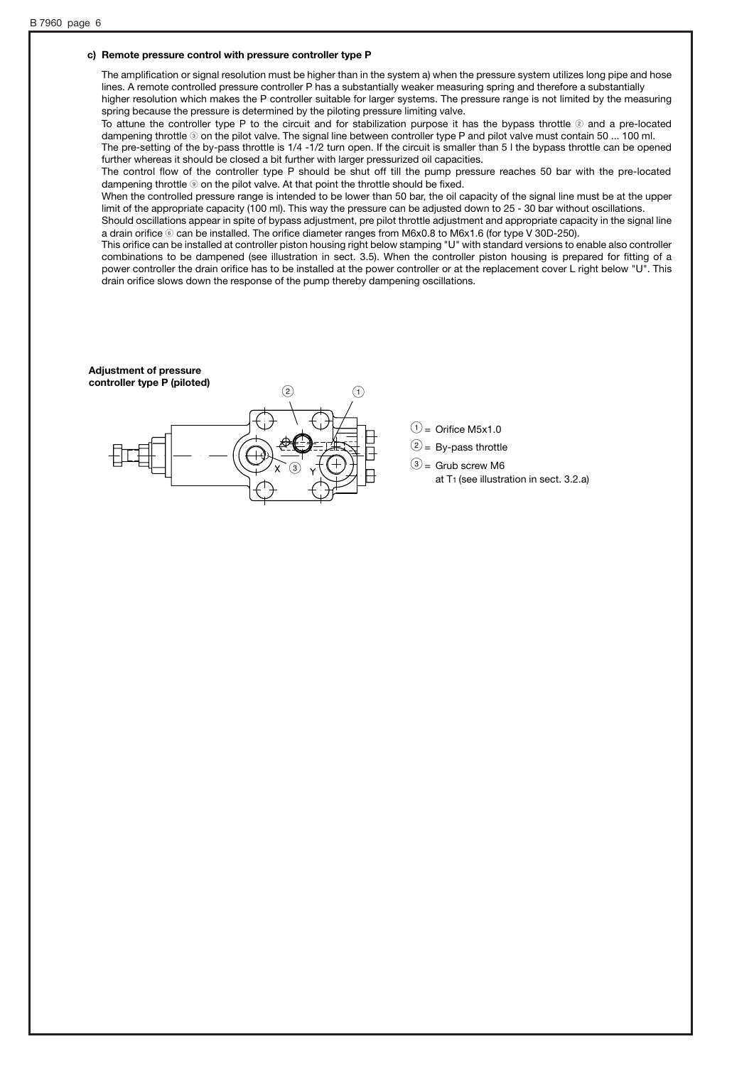**c) Remote pressure control with pressure controller type P**

The amplification or signal resolution must be higher than in the system a) when the pressure system utilizes long pipe and hose lines. A remote controlled pressure controller P has a substantially weaker measuring spring and therefore a substantially higher resolution which makes the P controller suitable for larger systems. The pressure range is not limited by the measuring spring because the pressure is determined by the piloting pressure limiting valve.

To attune the controller type P to the circuit and for stabilization purpose it has the bypass throttle ② and a pre-located dampening throttle ③ on the pilot valve. The signal line between controller type P and pilot valve must contain 50 ... 100 ml.

The pre-setting of the by-pass throttle is 1/4 -1/2 turn open. If the circuit is smaller than 5 l the bypass throttle can be opened further whereas it should be closed a bit further with larger pressurized oil capacities.

The control flow of the controller type P should be shut off till the pump pressure reaches 50 bar with the pre-located dampening throttle ⑨ on the pilot valve. At that point the throttle should be fixed.

When the controlled pressure range is intended to be lower than 50 bar, the oil capacity of the signal line must be at the upper limit of the appropriate capacity (100 ml). This way the pressure can be adjusted down to 25 - 30 bar without oscillations.

Should oscillations appear in spite of bypass adjustment, pre pilot throttle adjustment and appropriate capacity in the signal line a drain orifice ⑥ can be installed. The orifice diameter ranges from M6x0.8 to M6x1.6 (for type V 30D-250).

This orifice can be installed at controller piston housing right below stamping "U" with standard versions to enable also controller combinations to be dampened (see illustration in sect. 3.5). When the controller piston housing is prepared for fitting of a power controller the drain orifice has to be installed at the power controller or at the replacement cover L right below "U". This drain orifice slows down the response of the pump thereby dampening oscillations.

**Adjustment of pressure controller type P (piloted)**

① = Orifice M5x1.0

② = By-pass throttle

③ = Grub screw M6
at $T_1$ (see illustration in sect. 3.2.a)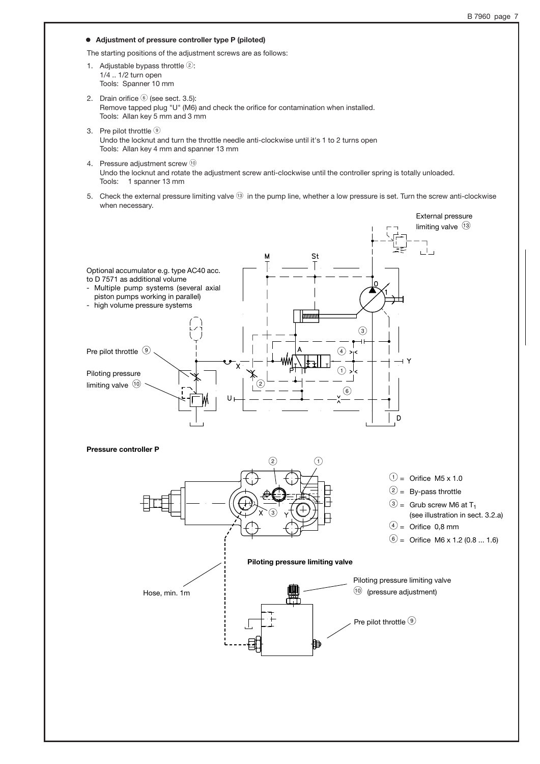- **Adjustment of pressure controller type P (piloted)**

The starting positions of the adjustment screws are as follows:

1. Adjustable bypass throttle ②:
   1/4 .. 1/2 turn open
   Tools: Spanner 10 mm
2. Drain orifice ⑥ (see sect. 3.5):
   Remove tapped plug "U" (M6) and check the orifice for contamination when installed.
   Tools: Allan key 5 mm and 3 mm
3. Pre pilot throttle ⑨
   Undo the locknut and turn the throttle needle anti-clockwise until it's 1 to 2 turns open
   Tools: Allan key 4 mm and spanner 13 mm
4. Pressure adjustment screw ⑩
   Undo the locknut and rotate the adjustment screw anti-clockwise until the controller spring is totally unloaded.
   Tools: 1 spanner 13 mm
5. Check the external pressure limiting valve ⑬ in the pump line, whether a low pressure is set. Turn the screw anti-clockwise when necessary.

External pressure limiting valve ⑬

Optional accumulator e.g. type AC40 acc. to D 7571 as additional volume
- Multiple pump systems (several axial piston pumps working in parallel)
- high volume pressure systems

Pre pilot throttle ⑨

Piloting pressure limiting valve ⑩

M St 0 1 A P T T X Y U D ① ② ③ ④ ⑥

**Pressure controller P**

① = Orifice M5 x 1.0
② = By-pass throttle
③ = Grub screw M6 at $T_1$ (see illustration in sect. 3.2.a)
④ = Orifice 0,8 mm
⑥ = Orifice M6 x 1.2 (0.8 ... 1.6)

**Piloting pressure limiting valve**

Piloting pressure limiting valve ⑩ (pressure adjustment)

Pre pilot throttle ⑨

Hose, min. 1m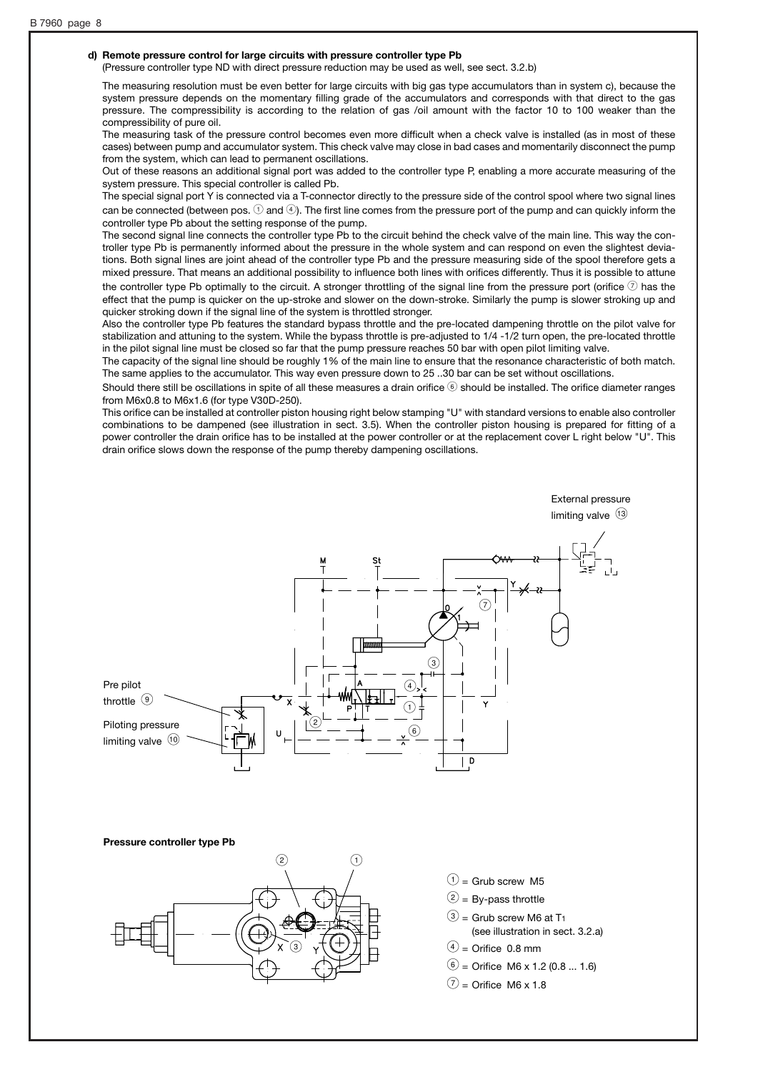**d) Remote pressure control for large circuits with pressure controller type Pb**
(Pressure controller type ND with direct pressure reduction may be used as well, see sect. 3.2.b)

The measuring resolution must be even better for large circuits with big gas type accumulators than in system c), because the system pressure depends on the momentary filling grade of the accumulators and corresponds with that direct to the gas pressure. The compressibility is according to the relation of gas /oil amount with the factor 10 to 100 weaker than the compressibility of pure oil.

The measuring task of the pressure control becomes even more difficult when a check valve is installed (as in most of these cases) between pump and accumulator system. This check valve may close in bad cases and momentarily disconnect the pump from the system, which can lead to permanent oscillations.

Out of these reasons an additional signal port was added to the controller type P, enabling a more accurate measuring of the system pressure. This special controller is called Pb.

The special signal port Y is connected via a T-connector directly to the pressure side of the control spool where two signal lines can be connected (between pos. ① and ④). The first line comes from the pressure port of the pump and can quickly inform the controller type Pb about the setting response of the pump.

The second signal line connects the controller type Pb to the circuit behind the check valve of the main line. This way the controller type Pb is permanently informed about the pressure in the whole system and can respond on even the slightest deviations. Both signal lines are joint ahead of the controller type Pb and the pressure measuring side of the spool therefore gets a mixed pressure. That means an additional possibility to influence both lines with orifices differently. Thus it is possible to attune the controller type Pb optimally to the circuit. A stronger throttling of the signal line from the pressure port (orifice ⑦ has the effect that the pump is quicker on the up-stroke and slower on the down-stroke. Similarly the pump is slower stroking up and quicker stroking down if the signal line of the system is throttled stronger.

Also the controller type Pb features the standard bypass throttle and the pre-located dampening throttle on the pilot valve for stabilization and attuning to the system. While the bypass throttle is pre-adjusted to 1/4 -1/2 turn open, the pre-located throttle in the pilot signal line must be closed so far that the pump pressure reaches 50 bar with open pilot limiting valve.

The capacity of the signal line should be roughly 1% of the main line to ensure that the resonance characteristic of both match. The same applies to the accumulator. This way even pressure down to 25 ..30 bar can be set without oscillations.

Should there still be oscillations in spite of all these measures a drain orifice ⑥ should be installed. The orifice diameter ranges from M6x0.8 to M6x1.6 (for type V30D-250).

This orifice can be installed at controller piston housing right below stamping "U" with standard versions to enable also controller combinations to be dampened (see illustration in sect. 3.5). When the controller piston housing is prepared for fitting of a power controller the drain orifice has to be installed at the power controller or at the replacement cover L right below "U". This drain orifice slows down the response of the pump thereby dampening oscillations.

External pressure limiting valve ⑬

Pre pilot throttle ⑨

Piloting pressure limiting valve ⑩

**Pressure controller type Pb**

① = Grub screw M5
② = By-pass throttle
③ = Grub screw M6 at $T_1$ (see illustration in sect. 3.2.a)
④ = Orifice 0.8 mm
⑥ = Orifice M6 x 1.2 (0.8 ... 1.6)
⑦ = Orifice M6 x 1.8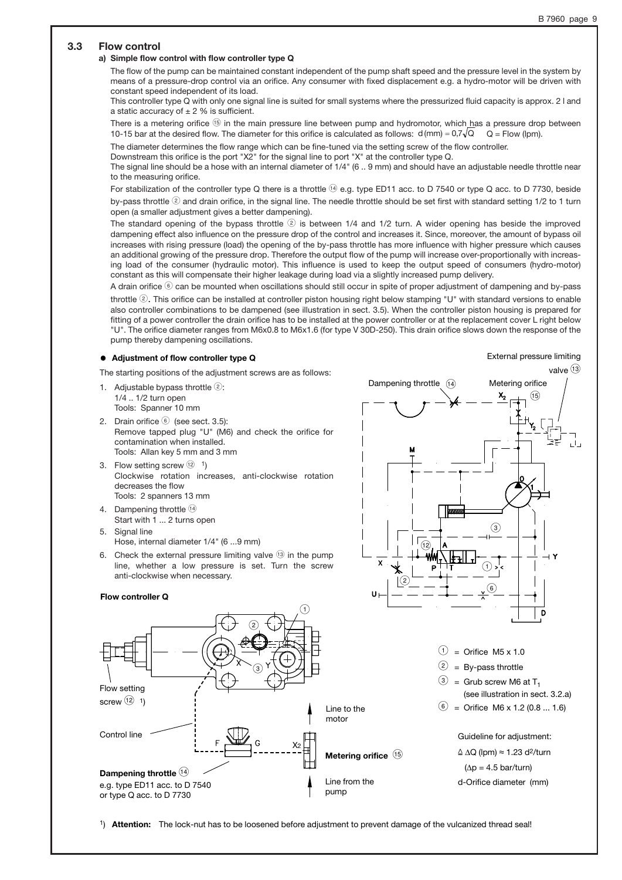## 3.3 Flow control

### a) Simple flow control with flow controller type Q

The flow of the pump can be maintained constant independent of the pump shaft speed and the pressure level in the system by means of a pressure-drop control via an orifice. Any consumer with fixed displacement e.g. a hydro-motor will be driven with constant speed independent of its load.

This controller type Q with only one signal line is suited for small systems where the pressurized fluid capacity is approx. 2 l and a static accuracy of ± 2 % is sufficient.

There is a metering orifice ⑮ in the main pressure line between pump and hydromotor, which has a pressure drop between 10-15 bar at the desired flow. The diameter for this orifice is calculated as follows: $d\,(mm) = 0{,}7\sqrt{Q}$ Q = Flow (lpm).

The diameter determines the flow range which can be fine-tuned via the setting screw of the flow controller.

Downstream this orifice is the port "X2" for the signal line to port "X" at the controller type Q.

The signal line should be a hose with an internal diameter of 1/4" (6 .. 9 mm) and should have an adjustable needle throttle near to the measuring orifice.

For stabilization of the controller type Q there is a throttle ⑭ e.g. type ED11 acc. to D 7540 or type Q acc. to D 7730, beside by-pass throttle ② and drain orifice, in the signal line. The needle throttle should be set first with standard setting 1/2 to 1 turn open (a smaller adjustment gives a better dampening).

The standard opening of the bypass throttle ② is between 1/4 and 1/2 turn. A wider opening has beside the improved dampening effect also influence on the pressure drop of the control and increases it. Since, moreover, the amount of bypass oil increases with rising pressure (load) the opening of the by-pass throttle has more influence with higher pressure which causes an additional growing of the pressure drop. Therefore the output flow of the pump will increase over-proportionally with increasing load of the consumer (hydraulic motor). This influence is used to keep the output speed of consumers (hydro-motor) constant as this will compensate their higher leakage during load via a slightly increased pump delivery.

A drain orifice ⑥ can be mounted when oscillations should still occur in spite of proper adjustment of dampening and by-pass throttle ②. This orifice can be installed at controller piston housing right below stamping "U" with standard versions to enable also controller combinations to be dampened (see illustration in sect. 3.5). When the controller piston housing is prepared for fitting of a power controller the drain orifice has to be installed at the power controller or at the replacement cover L right below "U". The orifice diameter ranges from M6x0.8 to M6x1.6 (for type V 30D-250). This drain orifice slows down the response of the pump thereby dampening oscillations.

- **Adjustment of flow controller type Q**

The starting positions of the adjustment screws are as follows:

1. Adjustable bypass throttle ②:
   1/4 .. 1/2 turn open
   Tools: Spanner 10 mm
2. Drain orifice ⑥ (see sect. 3.5):
   Remove tapped plug "U" (M6) and check the orifice for contamination when installed.
   Tools: Allan key 5 mm and 3 mm
3. Flow setting screw ⑫ [1])
   Clockwise rotation increases, anti-clockwise rotation decreases the flow
   Tools: 2 spanners 13 mm
4. Dampening throttle ⑭
   Start with 1 ... 2 turns open
5. Signal line
   Hose, internal diameter 1/4" (6 ...9 mm)
6. Check the external pressure limiting valve ⑬ in the pump line, whether a low pressure is set. Turn the screw anti-clockwise when necessary.

External pressure limiting valve ⑬

Dampening throttle ⑭ Metering orifice ⑮

**Flow controller Q**

Flow setting screw ⑫ [1])

Control line

**Dampening throttle** ⑭
e.g. type ED11 acc. to D 7540 or type Q acc. to D 7730

Line to the motor

**Metering orifice** ⑮

Line from the pump

① = Orifice M5 x 1.0
② = By-pass throttle
③ = Grub screw M6 at $T_1$ (see illustration in sect. 3.2.a)
⑥ = Orifice M6 x 1.2 (0.8 ... 1.6)

Guideline for adjustment:
$\triangleq \Delta Q\,(lpm) \approx 1.23\, d^2/turn$
($\Delta p$ = 4.5 bar/turn)
d-Orifice diameter (mm)

[1]) **Attention:** The lock-nut has to be loosened before adjustment to prevent damage of the vulcanized thread seal!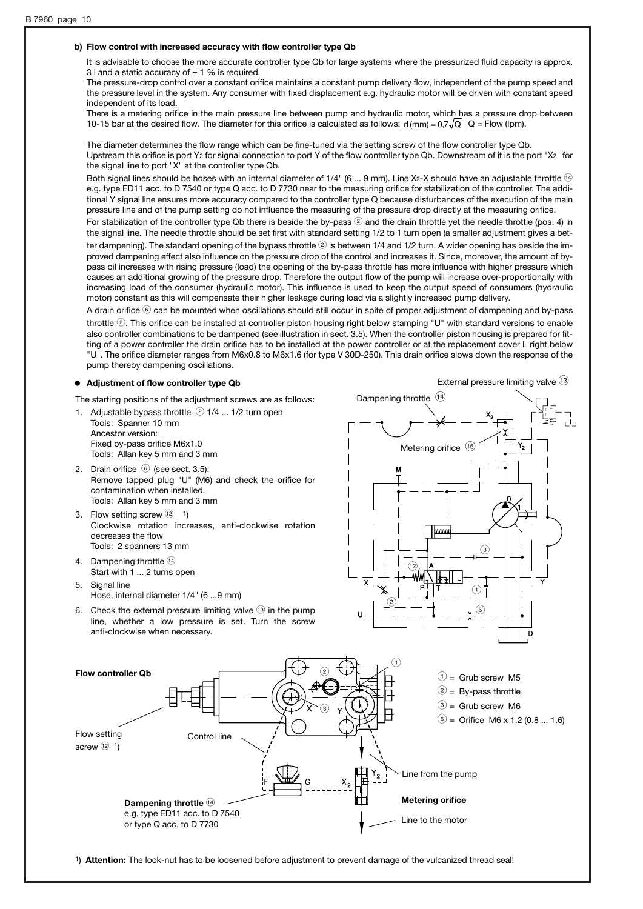**b) Flow control with increased accuracy with flow controller type Qb**

It is advisable to choose the more accurate controller type Qb for large systems where the pressurized fluid capacity is approx. 3 l and a static accuracy of ± 1 % is required.

The pressure-drop control over a constant orifice maintains a constant pump delivery flow, independent of the pump speed and the pressure level in the system. Any consumer with fixed displacement e.g. hydraulic motor will be driven with constant speed independent of its load.

There is a metering orifice in the main pressure line between pump and hydraulic motor, which has a pressure drop between 10-15 bar at the desired flow. The diameter for this orifice is calculated as follows: $d\,(mm) = 0{,}7\sqrt{Q}$ Q = Flow (lpm).

The diameter determines the flow range which can be fine-tuned via the setting screw of the flow controller type Qb. Upstream this orifice is port $Y_2$ for signal connection to port Y of the flow controller type Qb. Downstream of it is the port "$X_2$" for the signal line to port "X" at the controller type Qb.

Both signal lines should be hoses with an internal diameter of 1/4" (6 ... 9 mm). Line $X_2$-X should have an adjustable throttle ⑭ e.g. type ED11 acc. to D 7540 or type Q acc. to D 7730 near to the measuring orifice for stabilization of the controller. The additional Y signal line ensures more accuracy compared to the controller type Q because disturbances of the execution of the main pressure line and of the pump setting do not influence the measuring of the pressure drop directly at the measuring orifice.

For stabilization of the controller type Qb there is beside the by-pass ② and the drain throttle yet the needle throttle (pos. 4) in the signal line. The needle throttle should be set first with standard setting 1/2 to 1 turn open (a smaller adjustment gives a better dampening). The standard opening of the bypass throttle ② is between 1/4 and 1/2 turn. A wider opening has beside the improved dampening effect also influence on the pressure drop of the control and increases it. Since, moreover, the amount of bypass oil increases with rising pressure (load) the opening of the by-pass throttle has more influence with higher pressure which causes an additional growing of the pressure drop. Therefore the output flow of the pump will increase over-proportionally with increasing load of the consumer (hydraulic motor). This influence is used to keep the output speed of consumers (hydraulic motor) constant as this will compensate their higher leakage during load via a slightly increased pump delivery.

A drain orifice ⑥ can be mounted when oscillations should still occur in spite of proper adjustment of dampening and by-pass throttle ②. This orifice can be installed at controller piston housing right below stamping "U" with standard versions to enable also controller combinations to be dampened (see illustration in sect. 3.5). When the controller piston housing is prepared for fitting of a power controller the drain orifice has to be installed at the power controller or at the replacement cover L right below "U". The orifice diameter ranges from M6x0.8 to M6x1.6 (for type V 30D-250). This drain orifice slows down the response of the pump thereby dampening oscillations.

- **Adjustment of flow controller type Qb**

The starting positions of the adjustment screws are as follows:

1. Adjustable bypass throttle ② 1/4 ... 1/2 turn open
   Tools: Spanner 10 mm
   Ancestor version:
   Fixed by-pass orifice M6x1.0
   Tools: Allan key 5 mm and 3 mm
2. Drain orifice ⑥ (see sect. 3.5):
   Remove tapped plug "U" (M6) and check the orifice for contamination when installed.
   Tools: Allan key 5 mm and 3 mm
3. Flow setting screw ⑫ [1])
   Clockwise rotation increases, anti-clockwise rotation decreases the flow
   Tools: 2 spanners 13 mm
4. Dampening throttle ⑭
   Start with 1 ... 2 turns open
5. Signal line
   Hose, internal diameter 1/4" (6 ...9 mm)
6. Check the external pressure limiting valve ⑬ in the pump line, whether a low pressure is set. Turn the screw anti-clockwise when necessary.

External pressure limiting valve ⑬
Dampening throttle ⑭
Metering orifice ⑮

**Flow controller Qb**

Flow setting screw ⑫ [1])

Control line

① = Grub screw M5
② = By-pass throttle
③ = Grub screw M6
⑥ = Orifice M6 x 1.2 (0.8 ... 1.6)

Line from the pump

**Metering orifice**

Line to the motor

**Dampening throttle** ⑭
e.g. type ED11 acc. to D 7540
or type Q acc. to D 7730

[1]) **Attention:** The lock-nut has to be loosened before adjustment to prevent damage of the vulcanized thread seal!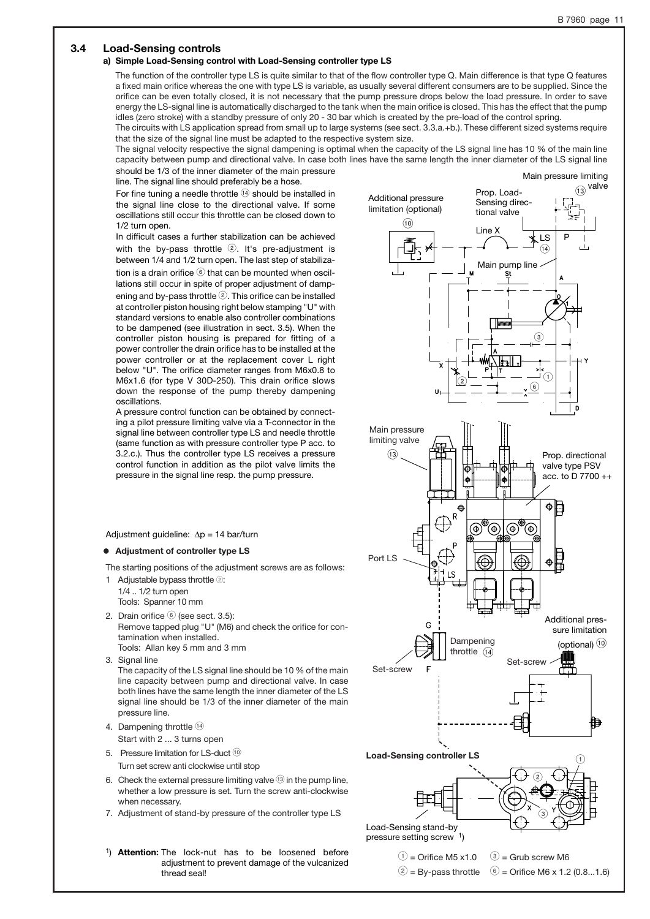## 3.4 Load-Sensing controls

### a) Simple Load-Sensing control with Load-Sensing controller type LS

The function of the controller type LS is quite similar to that of the flow controller type Q. Main difference is that type Q features a fixed main orifice whereas the one with type LS is variable, as usually several different consumers are to be supplied. Since the orifice can be even totally closed, it is not necessary that the pump pressure drops below the load pressure. In order to save energy the LS-signal line is automatically discharged to the tank when the main orifice is closed. This has the effect that the pump idles (zero stroke) with a standby pressure of only 20 - 30 bar which is created by the pre-load of the control spring.

The circuits with LS application spread from small up to large systems (see sect. 3.3.a.+b.). These different sized systems require that the size of the signal line must be adapted to the respective system size.

The signal velocity respective the signal dampening is optimal when the capacity of the LS signal line has 10 % of the main line capacity between pump and directional valve. In case both lines have the same length the inner diameter of the LS signal line should be 1/3 of the inner diameter of the main pressure line. The signal line should preferably be a hose.

For fine tuning a needle throttle ⑭ should be installed in the signal line close to the directional valve. If some oscillations still occur this throttle can be closed down to 1/2 turn open.

In difficult cases a further stabilization can be achieved with the by-pass throttle ②. It's pre-adjustment is between 1/4 and 1/2 turn open. The last step of stabilization is a drain orifice ⑥ that can be mounted when oscillations still occur in spite of proper adjustment of dampening and by-pass throttle ②. This orifice can be installed at controller piston housing right below stamping "U" with standard versions to enable also controller combinations to be dampened (see illustration in sect. 3.5). When the controller piston housing is prepared for fitting of a power controller the drain orifice has to be installed at the power controller or at the replacement cover L right below "U". The orifice diameter ranges from M6x0.8 to M6x1.6 (for type V 30D-250). This drain orifice slows down the response of the pump thereby dampening oscillations.

A pressure control function can be obtained by connecting a pilot pressure limiting valve via a T-connector in the signal line between controller type LS and needle throttle (same function as with pressure controller type P acc. to 3.2.c.). Thus the controller type LS receives a pressure control function in addition as the pilot valve limits the pressure in the signal line resp. the pump pressure.

Adjustment guideline: $\Delta p$ = 14 bar/turn

- **Adjustment of controller type LS**

The starting positions of the adjustment screws are as follows:

1. Adjustable bypass throttle ②:
   1/4 .. 1/2 turn open
   Tools: Spanner 10 mm
2. Drain orifice ⑥ (see sect. 3.5):
   Remove tapped plug "U" (M6) and check the orifice for contamination when installed.
   Tools: Allan key 5 mm and 3 mm
3. Signal line
   The capacity of the LS signal line should be 10 % of the main line capacity between pump and directional valve. In case both lines have the same length the inner diameter of the LS signal line should be 1/3 of the inner diameter of the main pressure line.
4. Dampening throttle ⑭
   Start with 2 ... 3 turns open
5. Pressure limitation for LS-duct ⑩
   Turn set screw anti clockwise until stop
6. Check the external pressure limiting valve ⑬ in the pump line, whether a low pressure is set. Turn the screw anti-clockwise when necessary.
7. Adjustment of stand-by pressure of the controller type LS

[1]) **Attention:** The lock-nut has to be loosened before adjustment to prevent damage of the vulcanized thread seal!

Additional pressure limitation (optional) ⑩ — Prop. Load-Sensing directional valve — Main pressure limiting valve ⑬ — Line X — LS ⑭ — P — Main pump line — M — St — A — 0 — 1 — ③ — X — Y — U — ② — ① — ⑥ — D

Main pressure limiting valve ⑬ — Prop. directional valve type PSV acc. to D 7700 ++ — R — P — Port LS — LS — G — Dampening throttle ⑭ — Set-screw — F — Additional pressure limitation (optional) ⑩ — Set-screw

**Load-Sensing controller LS**

① ② ③ X Y — Load-Sensing stand-by pressure setting screw [1])

① = Orifice M5 x1.0 ③ = Grub screw M6
② = By-pass throttle ⑥ = Orifice M6 x 1.2 (0.8...1.6)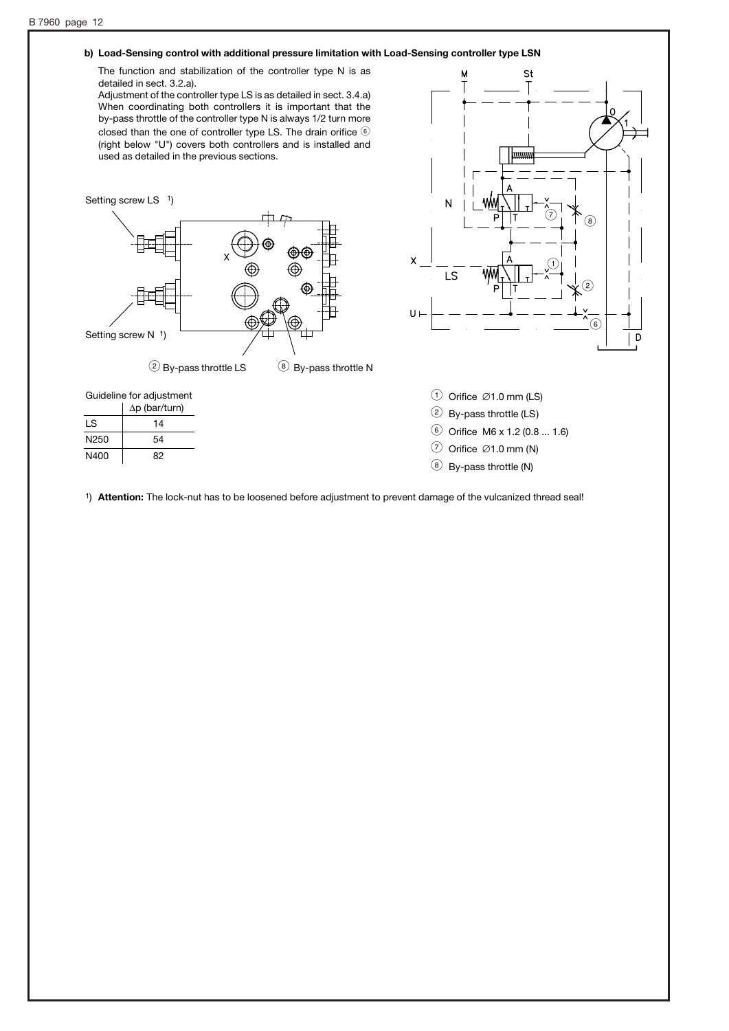**b) Load-Sensing control with additional pressure limitation with Load-Sensing controller type LSN**

The function and stabilization of the controller type N is as detailed in sect. 3.2.a).
Adjustment of the controller type LS is as detailed in sect. 3.4.a)
When coordinating both controllers it is important that the by-pass throttle of the controller type N is always 1/2 turn more closed than the one of controller type LS. The drain orifice (6) (right below "U") covers both controllers and is installed and used as detailed in the previous sections.

Setting screw LS [1])

Setting screw N [1])

(2) By-pass throttle LS (8) By-pass throttle N

Guideline for adjustment

| | Δp (bar/turn) |
|---|---|
| LS | 14 |
| N250 | 54 |
| N400 | 82 |

(1) Orifice ∅1.0 mm (LS)
(2) By-pass throttle (LS)
(6) Orifice M6 x 1.2 (0.8 ... 1.6)
(7) Orifice ∅1.0 mm (N)
(8) By-pass throttle (N)

[1]) **Attention:** The lock-nut has to be loosened before adjustment to prevent damage of the vulcanized thread seal!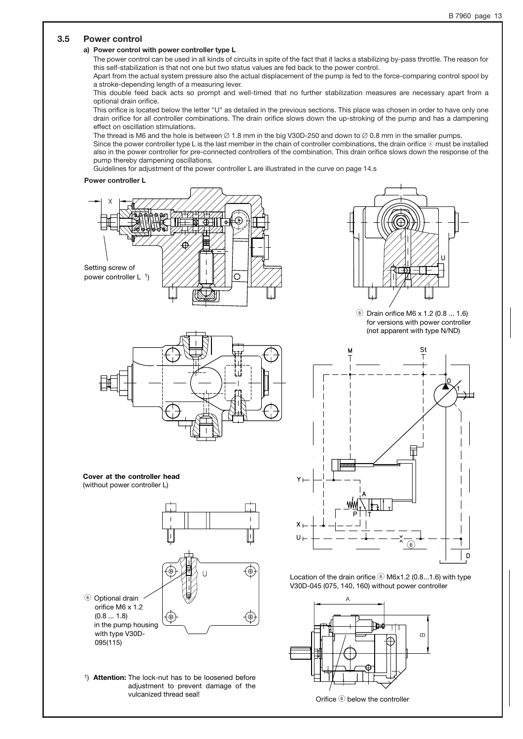## 3.5 Power control

### a) Power control with power controller type L

The power control can be used in all kinds of circuits in spite of the fact that it lacks a stabilizing by-pass throttle. The reason for this self-stabilization is that not one but two status values are fed back to the power control.

Apart from the actual system pressure also the actual displacement of the pump is fed to the force-comparing control spool by a stroke-depending length of a measuring lever.

This double feed back acts so prompt and well-timed that no further stabilization measures are necessary apart from a optional drain orifice.

This orifice is located below the letter "U" as detailed in the previous sections. This place was chosen in order to have only one drain orifice for all controller combinations. The drain orifice slows down the up-stroking of the pump and has a dampening effect on oscillation stimulations.

The thread is M6 and the hole is between ∅ 1.8 mm in the big V30D-250 and down to ∅ 0.8 mm in the smaller pumps.

Since the power controller type L is the last member in the chain of controller combinations, the drain orifice ⑥ must be installed also in the power controller for pre-connected controllers of the combination. This drain orifice slows down the response of the pump thereby dampening oscillations.

Guidelines for adjustment of the power controller L are illustrated in the curve on page 14.s

**Power controller L**

Setting screw of power controller L [1])

⑥ Drain orifice M6 x 1.2 (0.8 ... 1.6) for versions with power controller (not apparent with type N/ND)

**Cover at the controller head** (without power controller L)

⑥ Optional drain orifice M6 x 1.2 (0.8 ... 1.8) in the pump housing with type V30D-095(115)

Location of the drain orifice ⑥ M6x1.2 (0.8...1.6) with type V30D-045 (075, 140, 160) without power controller

Orifice ⑥ below the controller

[1]) **Attention:** The lock-nut has to be loosened before adjustment to prevent damage of the vulcanized thread seal!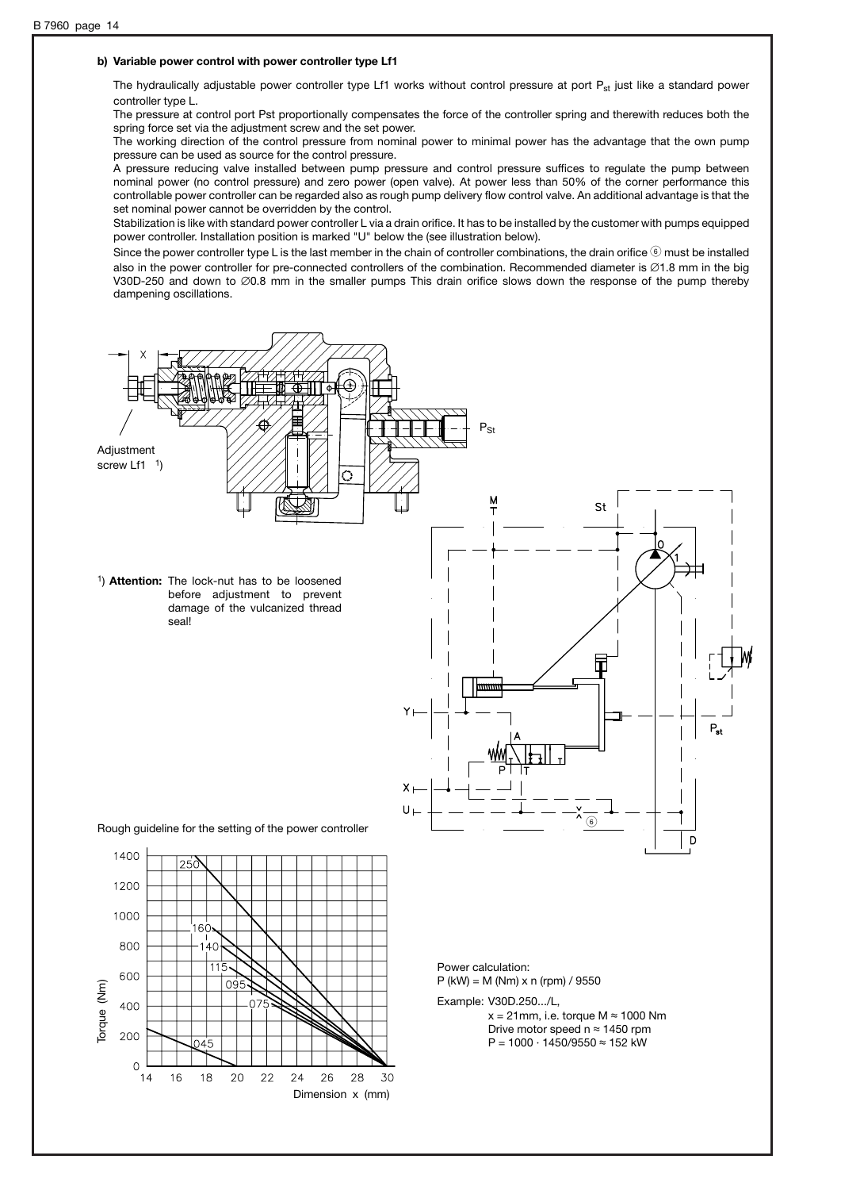### b) Variable power control with power controller type Lf1

The hydraulically adjustable power controller type Lf1 works without control pressure at port $P_{st}$ just like a standard power controller type L.

The pressure at control port Pst proportionally compensates the force of the controller spring and therewith reduces both the spring force set via the adjustment screw and the set power.

The working direction of the control pressure from nominal power to minimal power has the advantage that the own pump pressure can be used as source for the control pressure.

A pressure reducing valve installed between pump pressure and control pressure suffices to regulate the pump between nominal power (no control pressure) and zero power (open valve). At power less than 50% of the corner performance this controllable power controller can be regarded also as rough pump delivery flow control valve. An additional advantage is that the set nominal power cannot be overridden by the control.

Stabilization is like with standard power controller L via a drain orifice. It has to be installed by the customer with pumps equipped power controller. Installation position is marked "U" below the (see illustration below).

Since the power controller type L is the last member in the chain of controller combinations, the drain orifice ⑥ must be installed also in the power controller for pre-connected controllers of the combination. Recommended diameter is ∅1.8 mm in the big V30D-250 and down to ∅0.8 mm in the smaller pumps This drain orifice slows down the response of the pump thereby dampening oscillations.

Adjustment screw Lf1 [1]

[1] **Attention:** The lock-nut has to be loosened before adjustment to prevent damage of the vulcanized thread seal!

Rough guideline for the setting of the power controller

Power calculation:
P (kW) = M (Nm) x n (rpm) / 9550

Example: V30D.250.../L,
x = 21mm, i.e. torque M ≈ 1000 Nm
Drive motor speed n ≈ 1450 rpm
P = 1000 · 1450/9550 ≈ 152 kW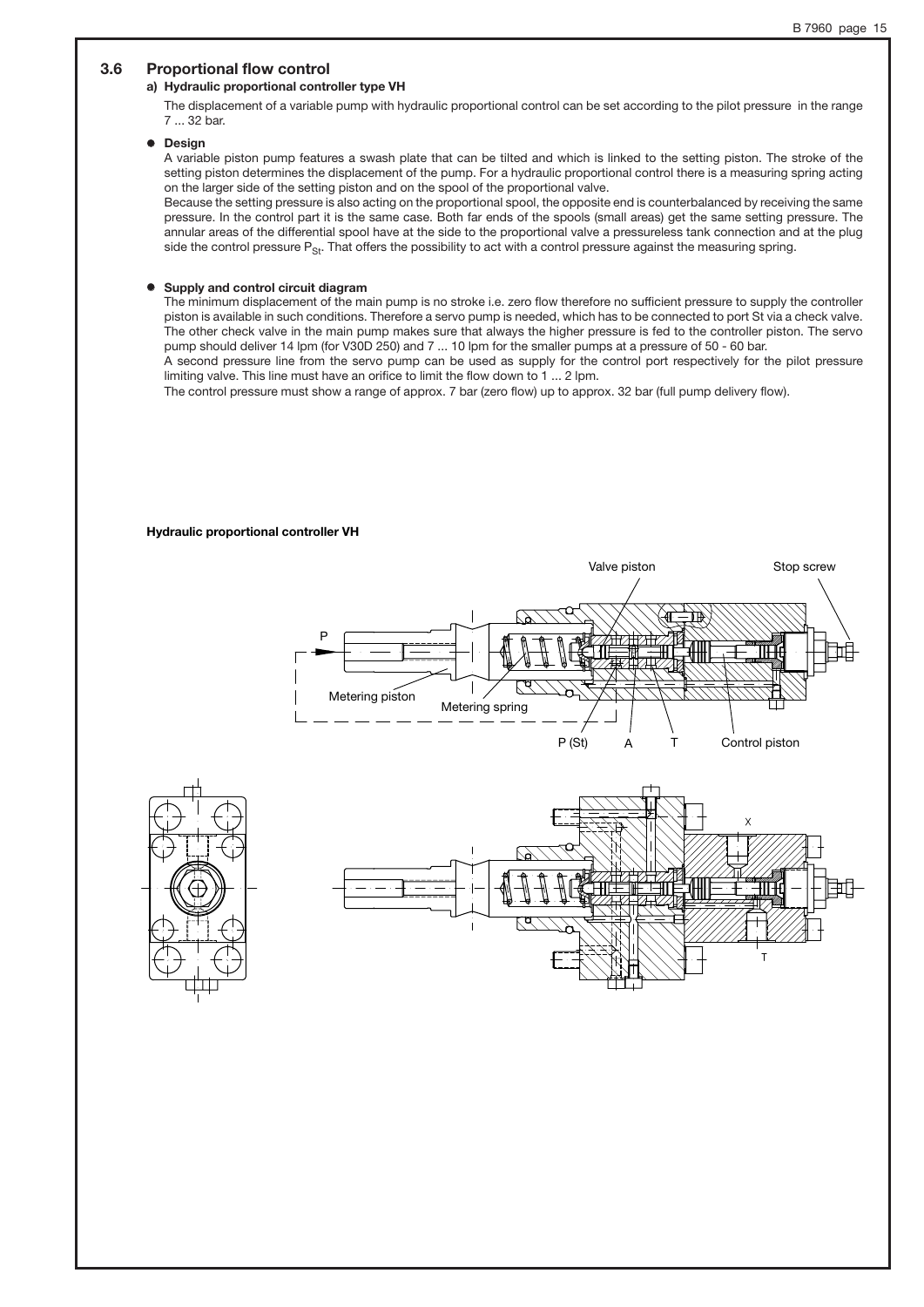## 3.6 Proportional flow control

### a) Hydraulic proportional controller type VH

The displacement of a variable pump with hydraulic proportional control can be set according to the pilot pressure in the range 7 ... 32 bar.

- **Design**

  A variable piston pump features a swash plate that can be tilted and which is linked to the setting piston. The stroke of the setting piston determines the displacement of the pump. For a hydraulic proportional control there is a measuring spring acting on the larger side of the setting piston and on the spool of the proportional valve.

  Because the setting pressure is also acting on the proportional spool, the opposite end is counterbalanced by receiving the same pressure. In the control part it is the same case. Both far ends of the spools (small areas) get the same setting pressure. The annular areas of the differential spool have at the side to the proportional valve a pressureless tank connection and at the plug side the control pressure $P_{St}$. That offers the possibility to act with a control pressure against the measuring spring.

- **Supply and control circuit diagram**

  The minimum displacement of the main pump is no stroke i.e. zero flow therefore no sufficient pressure to supply the controller piston is available in such conditions. Therefore a servo pump is needed, which has to be connected to port St via a check valve. The other check valve in the main pump makes sure that always the higher pressure is fed to the controller piston. The servo pump should deliver 14 lpm (for V30D 250) and 7 ... 10 lpm for the smaller pumps at a pressure of 50 - 60 bar.

  A second pressure line from the servo pump can be used as supply for the control port respectively for the pilot pressure limiting valve. This line must have an orifice to limit the flow down to 1 ... 2 lpm.

  The control pressure must show a range of approx. 7 bar (zero flow) up to approx. 32 bar (full pump delivery flow).

**Hydraulic proportional controller VH**

Valve piston, Stop screw, P, Metering piston, Metering spring, P (St), A, T, Control piston, X, T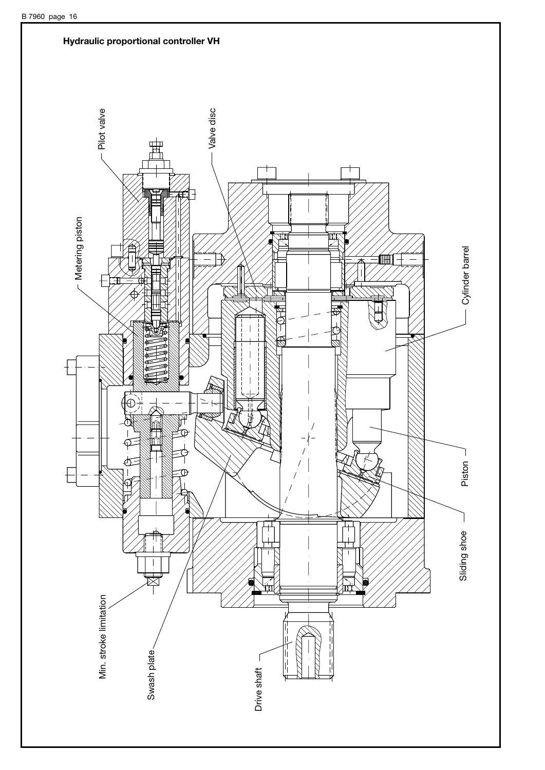**Hydraulic proportional controller VH**

Pilot valve

Valve disc

Metering piston

Cylinder barrel

Piston

Sliding shoe

Min. stroke limitation

Swash plate

Drive shaft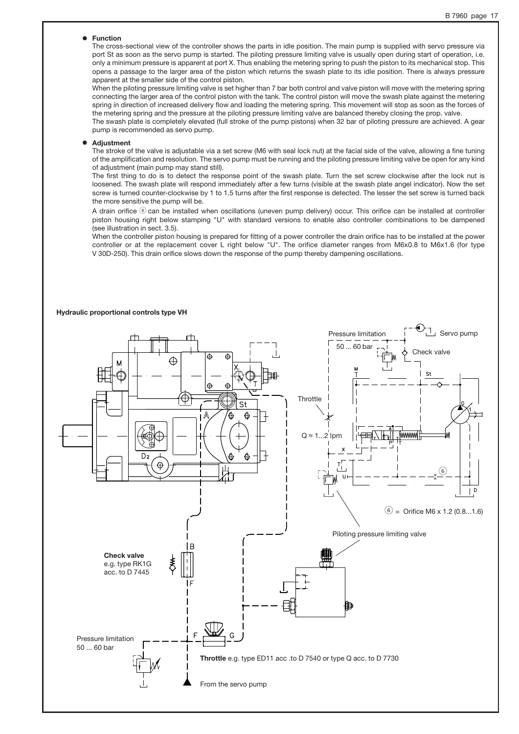- **Function**

  The cross-sectional view of the controller shows the parts in idle position. The main pump is supplied with servo pressure via port St as soon as the servo pump is started. The piloting pressure limiting valve is usually open during start of operation, i.e. only a minimum pressure is apparent at port X. Thus enabling the metering spring to push the piston to its mechanical stop. This opens a passage to the larger area of the piston which returns the swash plate to its idle position. There is always pressure apparent at the smaller side of the control piston.

  When the piloting pressure limiting valve is set higher than 7 bar both control and valve piston will move with the metering spring connecting the larger area of the control piston with the tank. The control piston will move the swash plate against the metering spring in direction of increased delivery flow and loading the metering spring. This movement will stop as soon as the forces of the metering spring and the pressure at the piloting pressure limiting valve are balanced thereby closing the prop. valve.

  The swash plate is completely elevated (full stroke of the pump pistons) when 32 bar of piloting pressure are achieved. A gear pump is recommended as servo pump.

- **Adjustment**

  The stroke of the valve is adjustable via a set screw (M6 with seal lock nut) at the facial side of the valve, allowing a fine tuning of the amplification and resolution. The servo pump must be running and the piloting pressure limiting valve be open for any kind of adjustment (main pump may stand still).

  The first thing to do is to detect the response point of the swash plate. Turn the set screw clockwise after the lock nut is loosened. The swash plate will respond immediately after a few turns (visible at the swash plate angel indicator). Now the set screw is turned counter-clockwise by 1 to 1.5 turns after the first response is detected. The lesser the set screw is turned back the more sensitive the pump will be.

  A drain orifice ⑥ can be installed when oscillations (uneven pump delivery) occur. This orifice can be installed at controller piston housing right below stamping "U" with standard versions to enable also controller combinations to be dampened (see illustration in sect. 3.5).

  When the controller piston housing is prepared for fitting of a power controller the drain orifice has to be installed at the power controller or at the replacement cover L right below "U". The orifice diameter ranges from M6x0.8 to M6x1.6 (for type V 30D-250). This drain orifice slows down the response of the pump thereby dampening oscillations.

**Hydraulic proportional controls type VH**

Pressure limitation 50 ... 60 bar

Servo pump

Check valve

Throttle

Q ≈ 1...2 lpm

⑥ = Orifice M6 x 1.2 (0.8...1.6)

Piloting pressure limiting valve

**Check valve** e.g. type RK1G acc. to D 7445

Pressure limitation 50 ... 60 bar

**Throttle** e.g. type ED11 acc .to D 7540 or type Q acc. to D 7730

From the servo pump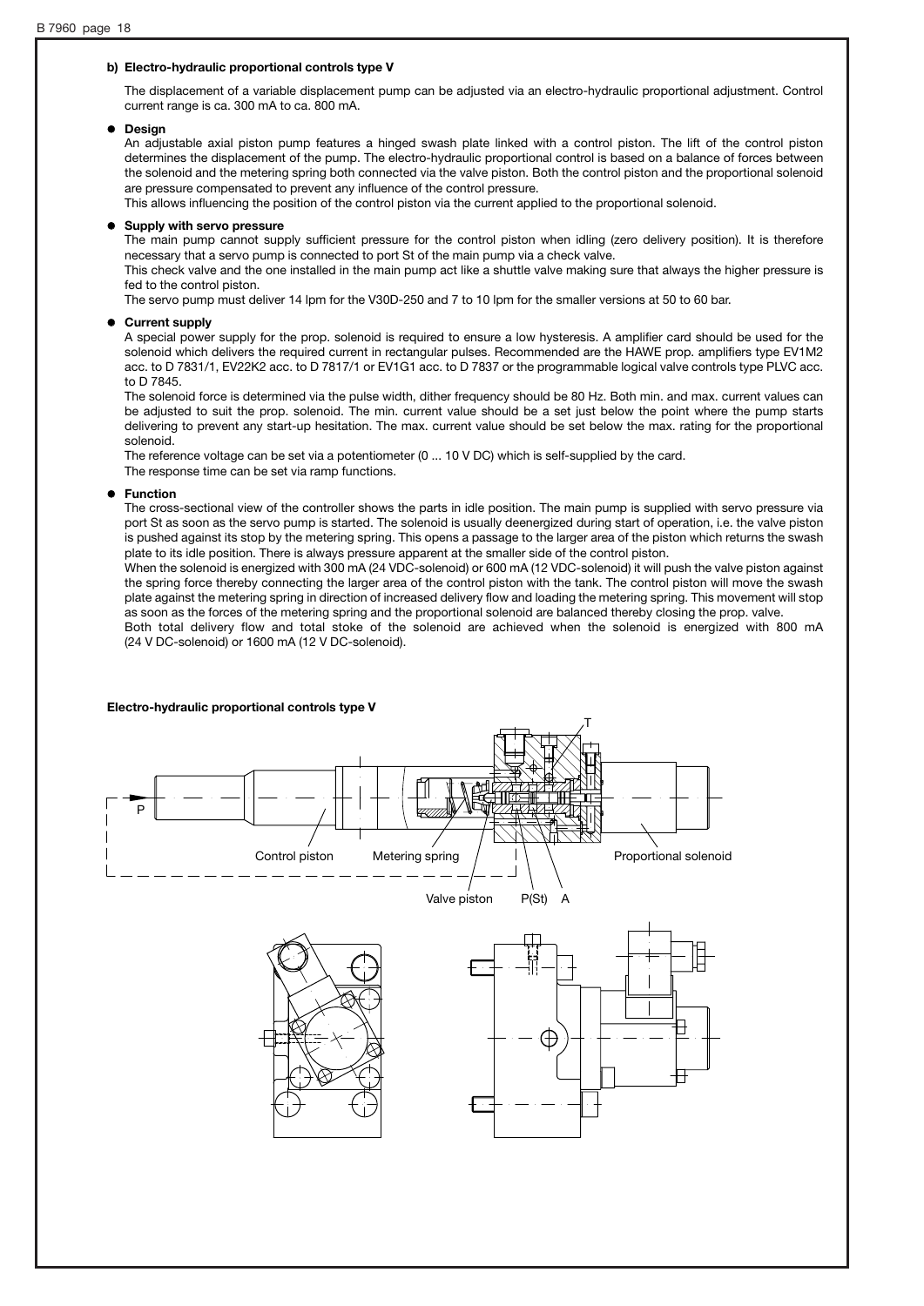### b) Electro-hydraulic proportional controls type V

The displacement of a variable displacement pump can be adjusted via an electro-hydraulic proportional adjustment. Control current range is ca. 300 mA to ca. 800 mA.

- **Design**

  An adjustable axial piston pump features a hinged swash plate linked with a control piston. The lift of the control piston determines the displacement of the pump. The electro-hydraulic proportional control is based on a balance of forces between the solenoid and the metering spring both connected via the valve piston. Both the control piston and the proportional solenoid are pressure compensated to prevent any influence of the control pressure.

  This allows influencing the position of the control piston via the current applied to the proportional solenoid.

- **Supply with servo pressure**

  The main pump cannot supply sufficient pressure for the control piston when idling (zero delivery position). It is therefore necessary that a servo pump is connected to port St of the main pump via a check valve.

  This check valve and the one installed in the main pump act like a shuttle valve making sure that always the higher pressure is fed to the control piston.

  The servo pump must deliver 14 lpm for the V30D-250 and 7 to 10 lpm for the smaller versions at 50 to 60 bar.

- **Current supply**

  A special power supply for the prop. solenoid is required to ensure a low hysteresis. A amplifier card should be used for the solenoid which delivers the required current in rectangular pulses. Recommended are the HAWE prop. amplifiers type EV1M2 acc. to D 7831/1, EV22K2 acc. to D 7817/1 or EV1G1 acc. to D 7837 or the programmable logical valve controls type PLVC acc. to D 7845.

  The solenoid force is determined via the pulse width, dither frequency should be 80 Hz. Both min. and max. current values can be adjusted to suit the prop. solenoid. The min. current value should be a set just below the point where the pump starts delivering to prevent any start-up hesitation. The max. current value should be set below the max. rating for the proportional solenoid.

  The reference voltage can be set via a potentiometer (0 ... 10 V DC) which is self-supplied by the card.

  The response time can be set via ramp functions.

- **Function**

  The cross-sectional view of the controller shows the parts in idle position. The main pump is supplied with servo pressure via port St as soon as the servo pump is started. The solenoid is usually deenergized during start of operation, i.e. the valve piston is pushed against its stop by the metering spring. This opens a passage to the larger area of the piston which returns the swash plate to its idle position. There is always pressure apparent at the smaller side of the control piston.

  When the solenoid is energized with 300 mA (24 VDC-solenoid) or 600 mA (12 VDC-solenoid) it will push the valve piston against the spring force thereby connecting the larger area of the control piston with the tank. The control piston will move the swash plate against the metering spring in direction of increased delivery flow and loading the metering spring. This movement will stop as soon as the forces of the metering spring and the proportional solenoid are balanced thereby closing the prop. valve.

  Both total delivery flow and total stoke of the solenoid are achieved when the solenoid is energized with 800 mA (24 V DC-solenoid) or 1600 mA (12 V DC-solenoid).

**Electro-hydraulic proportional controls type V**

T

P

Control piston

Metering spring

Proportional solenoid

Valve piston

P(St)

A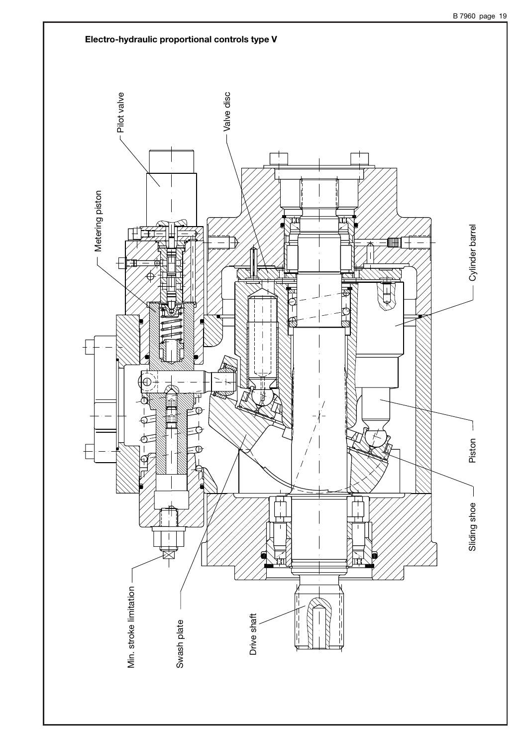**Electro-hydraulic proportional controls type V**

Pilot valve

Valve disc

Metering piston

Cylinder barrel

Piston

Sliding shoe

Min. stroke limitation

Swash plate

Drive shaft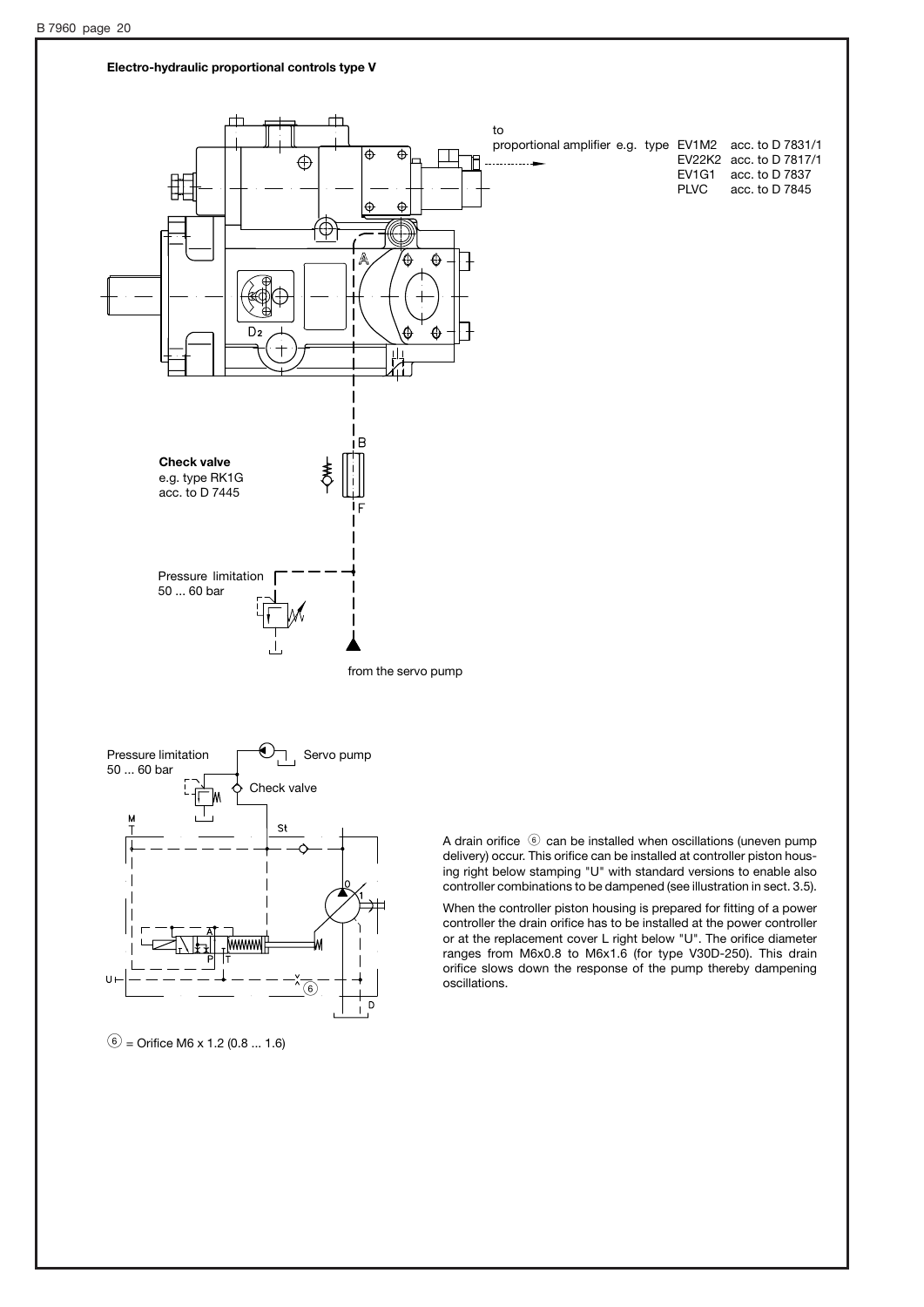**Electro-hydraulic proportional controls type V**

to
proportional amplifier e.g. type EV1M2 acc. to D 7831/1
EV22K2 acc. to D 7817/1
EV1G1 acc. to D 7837
PLVC acc. to D 7845

A

D2

B

**Check valve**
e.g. type RK1G
acc. to D 7445

F

Pressure limitation
50 ... 60 bar

from the servo pump

Pressure limitation
50 ... 60 bar

Servo pump

Check valve

M

St

A

P T

0

1

U

6

D

⑥ = Orifice M6 x 1.2 (0.8 ... 1.6)

A drain orifice ⑥ can be installed when oscillations (uneven pump delivery) occur. This orifice can be installed at controller piston housing right below stamping "U" with standard versions to enable also controller combinations to be dampened (see illustration in sect. 3.5).

When the controller piston housing is prepared for fitting of a power controller the drain orifice has to be installed at the power controller or at the replacement cover L right below "U". The orifice diameter ranges from M6x0.8 to M6x1.6 (for type V30D-250). This drain orifice slows down the response of the pump thereby dampening oscillations.